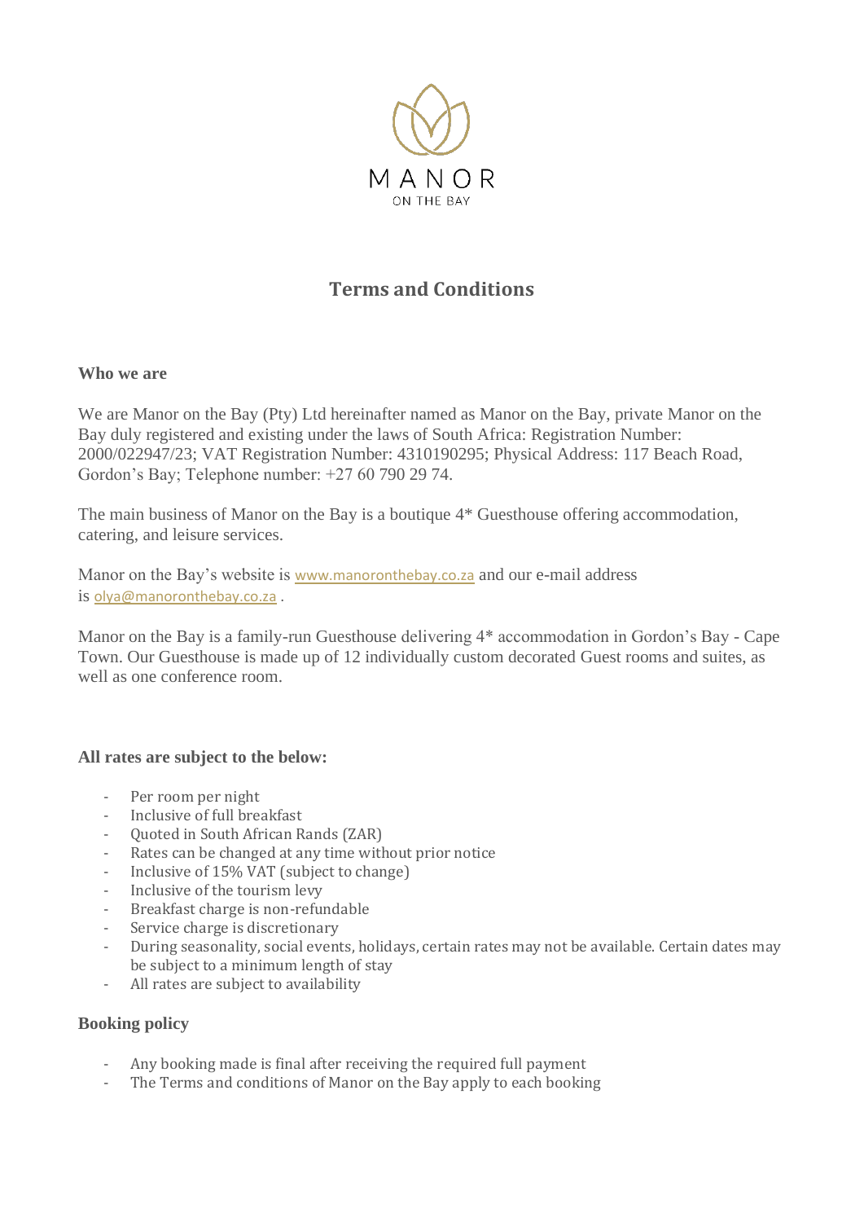MANOR
ON THE BAY

# Terms and Conditions

**Who we are**

We are Manor on the Bay (Pty) Ltd hereinafter named as Manor on the Bay, private Manor on the Bay duly registered and existing under the laws of South Africa: Registration Number: 2000/022947/23; VAT Registration Number: 4310190295; Physical Address: 117 Beach Road, Gordon's Bay; Telephone number: +27 60 790 29 74.

The main business of Manor on the Bay is a boutique 4* Guesthouse offering accommodation, catering, and leisure services.

Manor on the Bay's website is www.manoronthebay.co.za and our e-mail address is olya@manoronthebay.co.za .

Manor on the Bay is a family-run Guesthouse delivering 4* accommodation in Gordon's Bay - Cape Town. Our Guesthouse is made up of 12 individually custom decorated Guest rooms and suites, as well as one conference room.

**All rates are subject to the below:**

- Per room per night
- Inclusive of full breakfast
- Quoted in South African Rands (ZAR)
- Rates can be changed at any time without prior notice
- Inclusive of 15% VAT (subject to change)
- Inclusive of the tourism levy
- Breakfast charge is non-refundable
- Service charge is discretionary
- During seasonality, social events, holidays, certain rates may not be available. Certain dates may be subject to a minimum length of stay
- All rates are subject to availability

**Booking policy**

- Any booking made is final after receiving the required full payment
- The Terms and conditions of Manor on the Bay apply to each booking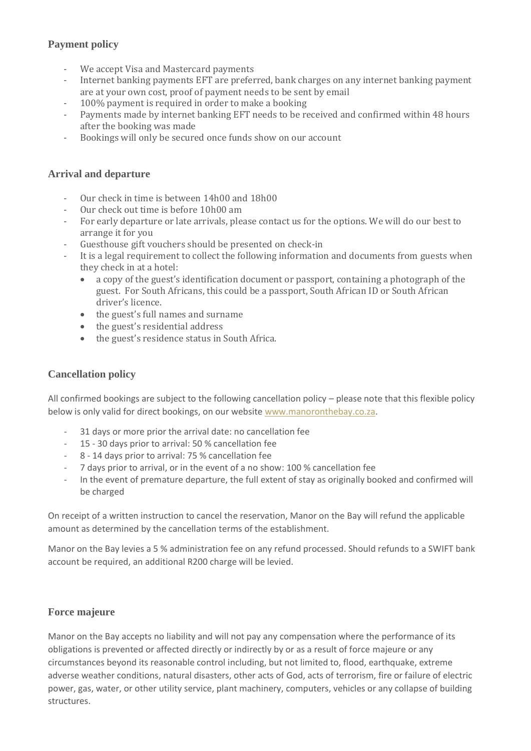## Payment policy

- We accept Visa and Mastercard payments
- Internet banking payments EFT are preferred, bank charges on any internet banking payment are at your own cost, proof of payment needs to be sent by email
- 100% payment is required in order to make a booking
- Payments made by internet banking EFT needs to be received and confirmed within 48 hours after the booking was made
- Bookings will only be secured once funds show on our account

## Arrival and departure

- Our check in time is between 14h00 and 18h00
- Our check out time is before 10h00 am
- For early departure or late arrivals, please contact us for the options. We will do our best to arrange it for you
- Guesthouse gift vouchers should be presented on check-in
- It is a legal requirement to collect the following information and documents from guests when they check in at a hotel:
  - a copy of the guest's identification document or passport, containing a photograph of the guest. For South Africans, this could be a passport, South African ID or South African driver's licence.
  - the guest's full names and surname
  - the guest's residential address
  - the guest's residence status in South Africa.

## Cancellation policy

All confirmed bookings are subject to the following cancellation policy – please note that this flexible policy below is only valid for direct bookings, on our website [www.manoronthebay.co.za](http://www.manoronthebay.co.za).

- 31 days or more prior the arrival date: no cancellation fee
- 15 - 30 days prior to arrival: 50 % cancellation fee
- 8 - 14 days prior to arrival: 75 % cancellation fee
- 7 days prior to arrival, or in the event of a no show: 100 % cancellation fee
- In the event of premature departure, the full extent of stay as originally booked and confirmed will be charged

On receipt of a written instruction to cancel the reservation, Manor on the Bay will refund the applicable amount as determined by the cancellation terms of the establishment.

Manor on the Bay levies a 5 % administration fee on any refund processed. Should refunds to a SWIFT bank account be required, an additional R200 charge will be levied.

## Force majeure

Manor on the Bay accepts no liability and will not pay any compensation where the performance of its obligations is prevented or affected directly or indirectly by or as a result of force majeure or any circumstances beyond its reasonable control including, but not limited to, flood, earthquake, extreme adverse weather conditions, natural disasters, other acts of God, acts of terrorism, fire or failure of electric power, gas, water, or other utility service, plant machinery, computers, vehicles or any collapse of building structures.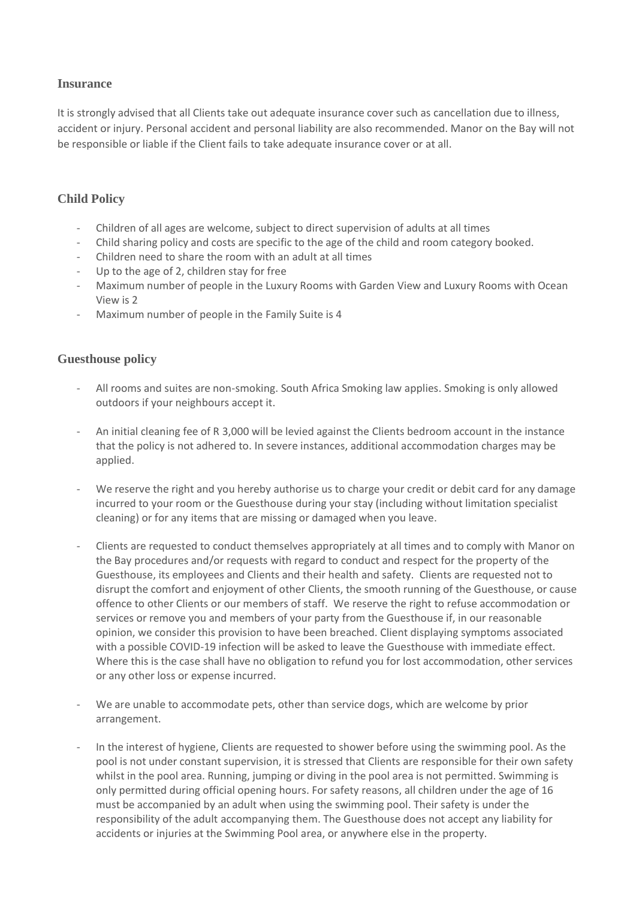## Insurance

It is strongly advised that all Clients take out adequate insurance cover such as cancellation due to illness, accident or injury. Personal accident and personal liability are also recommended. Manor on the Bay will not be responsible or liable if the Client fails to take adequate insurance cover or at all.

## Child Policy

- Children of all ages are welcome, subject to direct supervision of adults at all times
- Child sharing policy and costs are specific to the age of the child and room category booked.
- Children need to share the room with an adult at all times
- Up to the age of 2, children stay for free
- Maximum number of people in the Luxury Rooms with Garden View and Luxury Rooms with Ocean View is 2
- Maximum number of people in the Family Suite is 4

## Guesthouse policy

- All rooms and suites are non-smoking. South Africa Smoking law applies. Smoking is only allowed outdoors if your neighbours accept it.

- An initial cleaning fee of R 3,000 will be levied against the Clients bedroom account in the instance that the policy is not adhered to. In severe instances, additional accommodation charges may be applied.

- We reserve the right and you hereby authorise us to charge your credit or debit card for any damage incurred to your room or the Guesthouse during your stay (including without limitation specialist cleaning) or for any items that are missing or damaged when you leave.

- Clients are requested to conduct themselves appropriately at all times and to comply with Manor on the Bay procedures and/or requests with regard to conduct and respect for the property of the Guesthouse, its employees and Clients and their health and safety. Clients are requested not to disrupt the comfort and enjoyment of other Clients, the smooth running of the Guesthouse, or cause offence to other Clients or our members of staff. We reserve the right to refuse accommodation or services or remove you and members of your party from the Guesthouse if, in our reasonable opinion, we consider this provision to have been breached. Client displaying symptoms associated with a possible COVID-19 infection will be asked to leave the Guesthouse with immediate effect. Where this is the case shall have no obligation to refund you for lost accommodation, other services or any other loss or expense incurred.

- We are unable to accommodate pets, other than service dogs, which are welcome by prior arrangement.

- In the interest of hygiene, Clients are requested to shower before using the swimming pool. As the pool is not under constant supervision, it is stressed that Clients are responsible for their own safety whilst in the pool area. Running, jumping or diving in the pool area is not permitted. Swimming is only permitted during official opening hours. For safety reasons, all children under the age of 16 must be accompanied by an adult when using the swimming pool. Their safety is under the responsibility of the adult accompanying them. The Guesthouse does not accept any liability for accidents or injuries at the Swimming Pool area, or anywhere else in the property.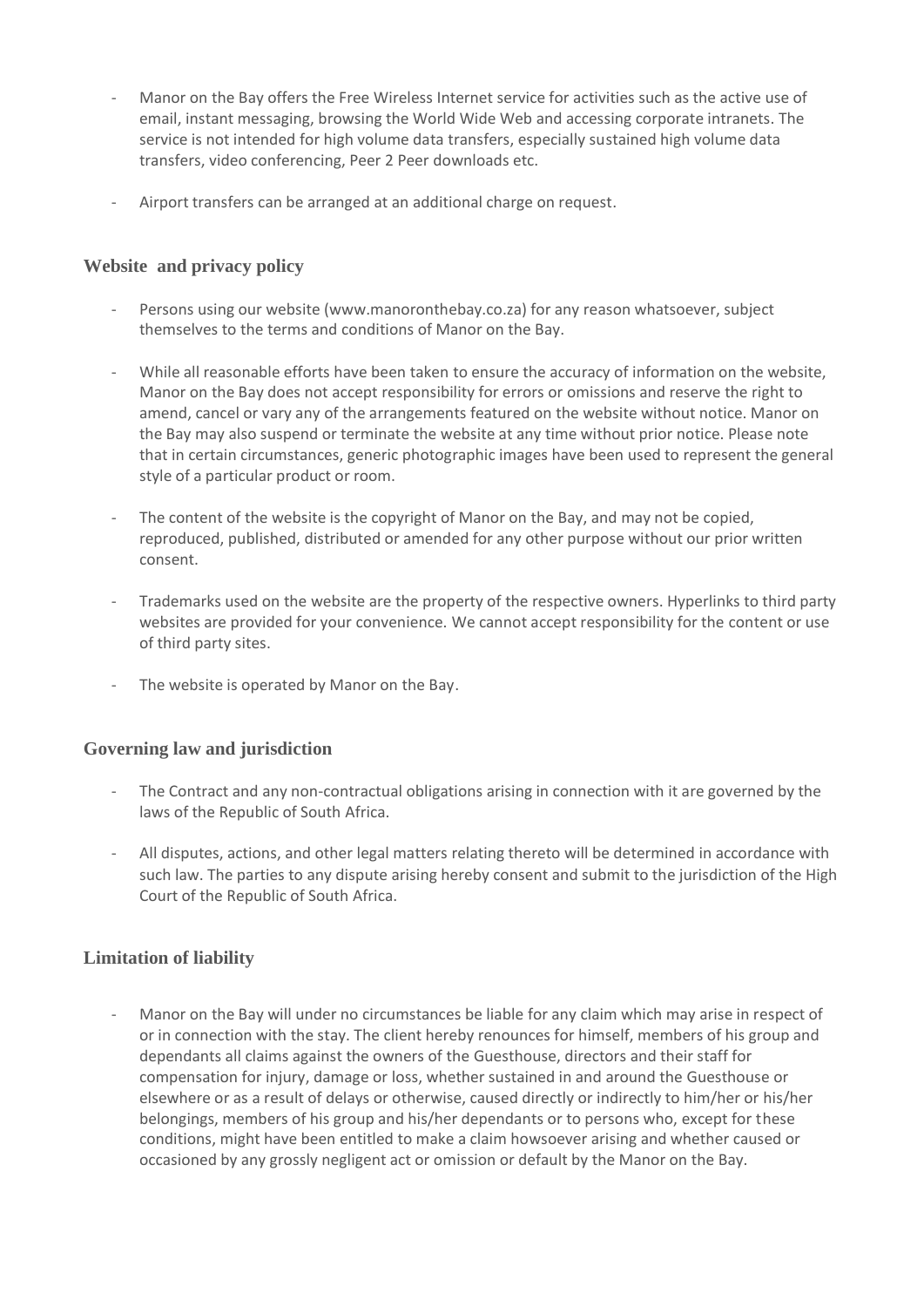- Manor on the Bay offers the Free Wireless Internet service for activities such as the active use of email, instant messaging, browsing the World Wide Web and accessing corporate intranets. The service is not intended for high volume data transfers, especially sustained high volume data transfers, video conferencing, Peer 2 Peer downloads etc.

- Airport transfers can be arranged at an additional charge on request.

## Website and privacy policy

- Persons using our website (www.manoronthebay.co.za) for any reason whatsoever, subject themselves to the terms and conditions of Manor on the Bay.

- While all reasonable efforts have been taken to ensure the accuracy of information on the website, Manor on the Bay does not accept responsibility for errors or omissions and reserve the right to amend, cancel or vary any of the arrangements featured on the website without notice. Manor on the Bay may also suspend or terminate the website at any time without prior notice. Please note that in certain circumstances, generic photographic images have been used to represent the general style of a particular product or room.

- The content of the website is the copyright of Manor on the Bay, and may not be copied, reproduced, published, distributed or amended for any other purpose without our prior written consent.

- Trademarks used on the website are the property of the respective owners. Hyperlinks to third party websites are provided for your convenience. We cannot accept responsibility for the content or use of third party sites.

- The website is operated by Manor on the Bay.

## Governing law and jurisdiction

- The Contract and any non-contractual obligations arising in connection with it are governed by the laws of the Republic of South Africa.

- All disputes, actions, and other legal matters relating thereto will be determined in accordance with such law. The parties to any dispute arising hereby consent and submit to the jurisdiction of the High Court of the Republic of South Africa.

## Limitation of liability

- Manor on the Bay will under no circumstances be liable for any claim which may arise in respect of or in connection with the stay. The client hereby renounces for himself, members of his group and dependants all claims against the owners of the Guesthouse, directors and their staff for compensation for injury, damage or loss, whether sustained in and around the Guesthouse or elsewhere or as a result of delays or otherwise, caused directly or indirectly to him/her or his/her belongings, members of his group and his/her dependants or to persons who, except for these conditions, might have been entitled to make a claim howsoever arising and whether caused or occasioned by any grossly negligent act or omission or default by the Manor on the Bay.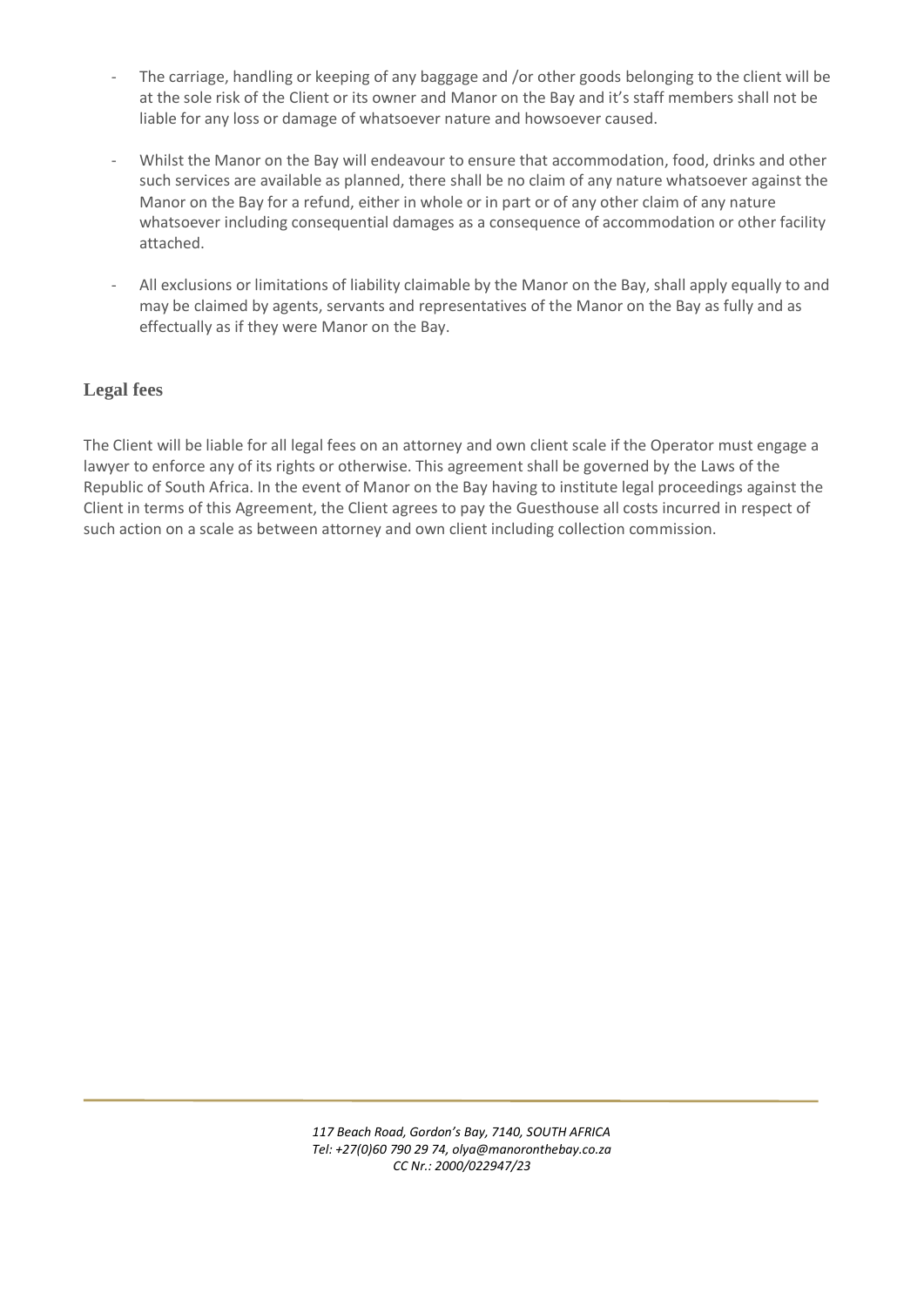- The carriage, handling or keeping of any baggage and /or other goods belonging to the client will be at the sole risk of the Client or its owner and Manor on the Bay and it's staff members shall not be liable for any loss or damage of whatsoever nature and howsoever caused.
- Whilst the Manor on the Bay will endeavour to ensure that accommodation, food, drinks and other such services are available as planned, there shall be no claim of any nature whatsoever against the Manor on the Bay for a refund, either in whole or in part or of any other claim of any nature whatsoever including consequential damages as a consequence of accommodation or other facility attached.
- All exclusions or limitations of liability claimable by the Manor on the Bay, shall apply equally to and may be claimed by agents, servants and representatives of the Manor on the Bay as fully and as effectually as if they were Manor on the Bay.

## Legal fees

The Client will be liable for all legal fees on an attorney and own client scale if the Operator must engage a lawyer to enforce any of its rights or otherwise. This agreement shall be governed by the Laws of the Republic of South Africa. In the event of Manor on the Bay having to institute legal proceedings against the Client in terms of this Agreement, the Client agrees to pay the Guesthouse all costs incurred in respect of such action on a scale as between attorney and own client including collection commission.